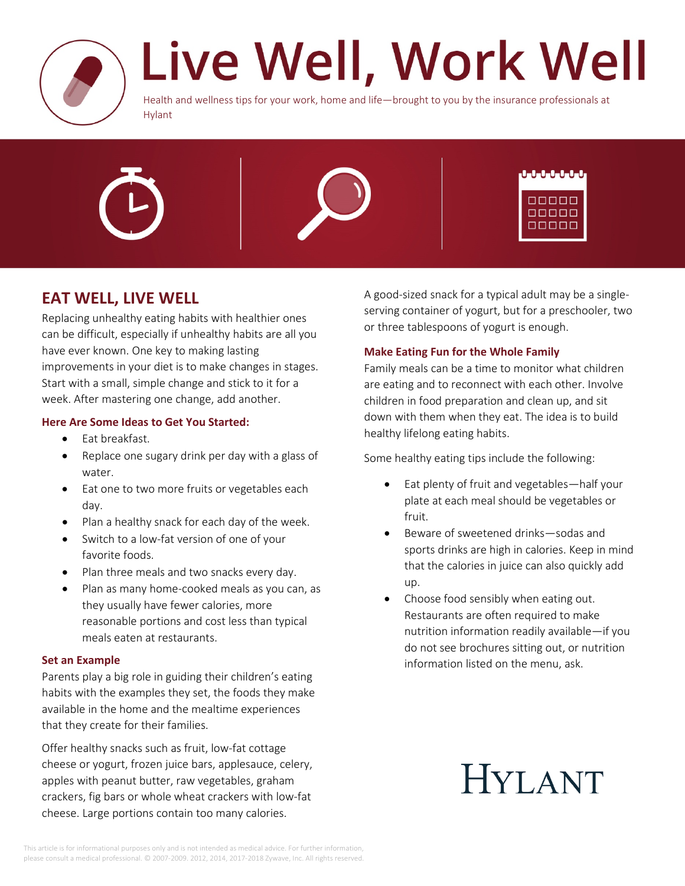# Live Well, Work Well

Health and wellness tips for your work, home and life—brought to you by the insurance professionals at Hylant

## EAT WELL, LIVE WELL

Replacing unhealthy eating habits with healthier ones can be difficult, especially if unhealthy habits are all you have ever known. One key to making lasting improvements in your diet is to make changes in stages. Start with a small, simple change and stick to it for a week. After mastering one change, add another.

### Here Are Some Ideas to Get You Started:

- Eat breakfast.
- Replace one sugary drink per day with a glass of water.
- Eat one to two more fruits or vegetables each day.
- Plan a healthy snack for each day of the week.
- Switch to a low-fat version of one of your favorite foods.
- Plan three meals and two snacks every day.
- Plan as many home-cooked meals as you can, as they usually have fewer calories, more reasonable portions and cost less than typical meals eaten at restaurants.

### Set an Example

Parents play a big role in guiding their children's eating habits with the examples they set, the foods they make available in the home and the mealtime experiences that they create for their families.

Offer healthy snacks such as fruit, low-fat cottage cheese or yogurt, frozen juice bars, applesauce, celery, apples with peanut butter, raw vegetables, graham crackers, fig bars or whole wheat crackers with low-fat cheese. Large portions contain too many calories.

A good-sized snack for a typical adult may be a single-serving container of yogurt, but for a preschooler, two or three tablespoons of yogurt is enough.

### Make Eating Fun for the Whole Family

Family meals can be a time to monitor what children are eating and to reconnect with each other. Involve children in food preparation and clean up, and sit down with them when they eat. The idea is to build healthy lifelong eating habits.

Some healthy eating tips include the following:

- Eat plenty of fruit and vegetables—half your plate at each meal should be vegetables or fruit.
- Beware of sweetened drinks—sodas and sports drinks are high in calories. Keep in mind that the calories in juice can also quickly add up.
- Choose food sensibly when eating out. Restaurants are often required to make nutrition information readily available—if you do not see brochures sitting out, or nutrition information listed on the menu, ask.

HYLANT

This article is for informational purposes only and is not intended as medical advice. For further information, please consult a medical professional. © 2007-2009. 2012, 2014, 2017-2018 Zywave, Inc. All rights reserved.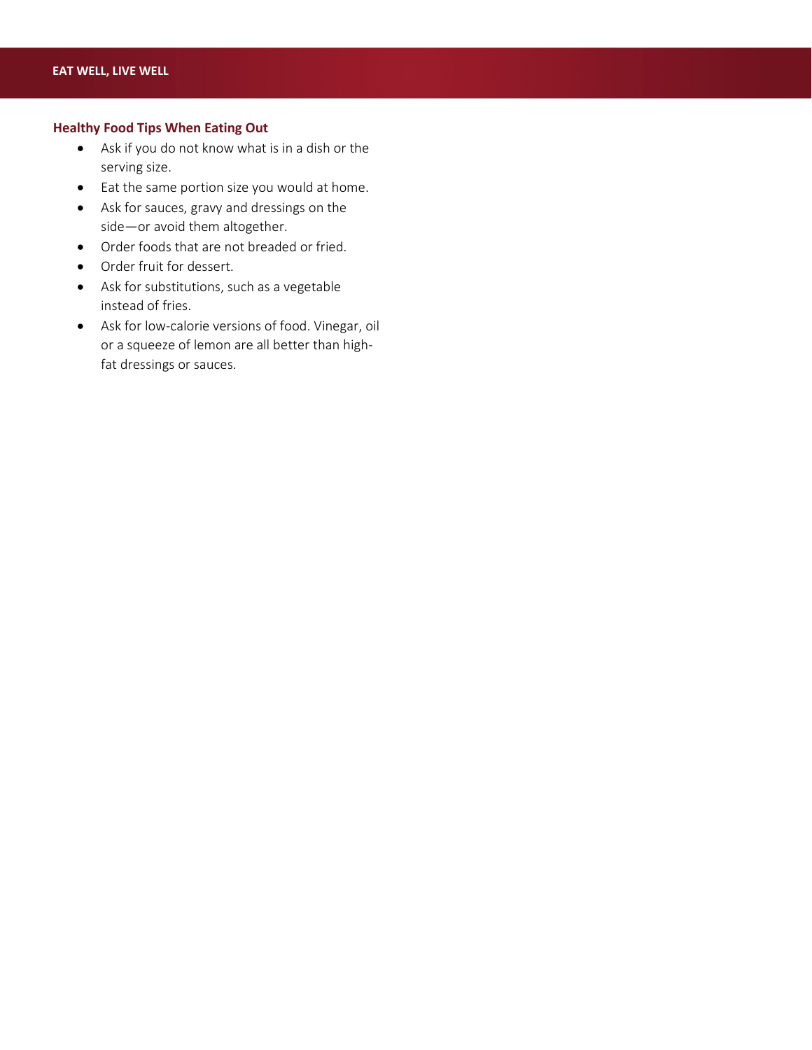### Healthy Food Tips When Eating Out

- Ask if you do not know what is in a dish or the serving size.
- Eat the same portion size you would at home.
- Ask for sauces, gravy and dressings on the side—or avoid them altogether.
- Order foods that are not breaded or fried.
- Order fruit for dessert.
- Ask for substitutions, such as a vegetable instead of fries.
- Ask for low-calorie versions of food. Vinegar, oil or a squeeze of lemon are all better than high-fat dressings or sauces.